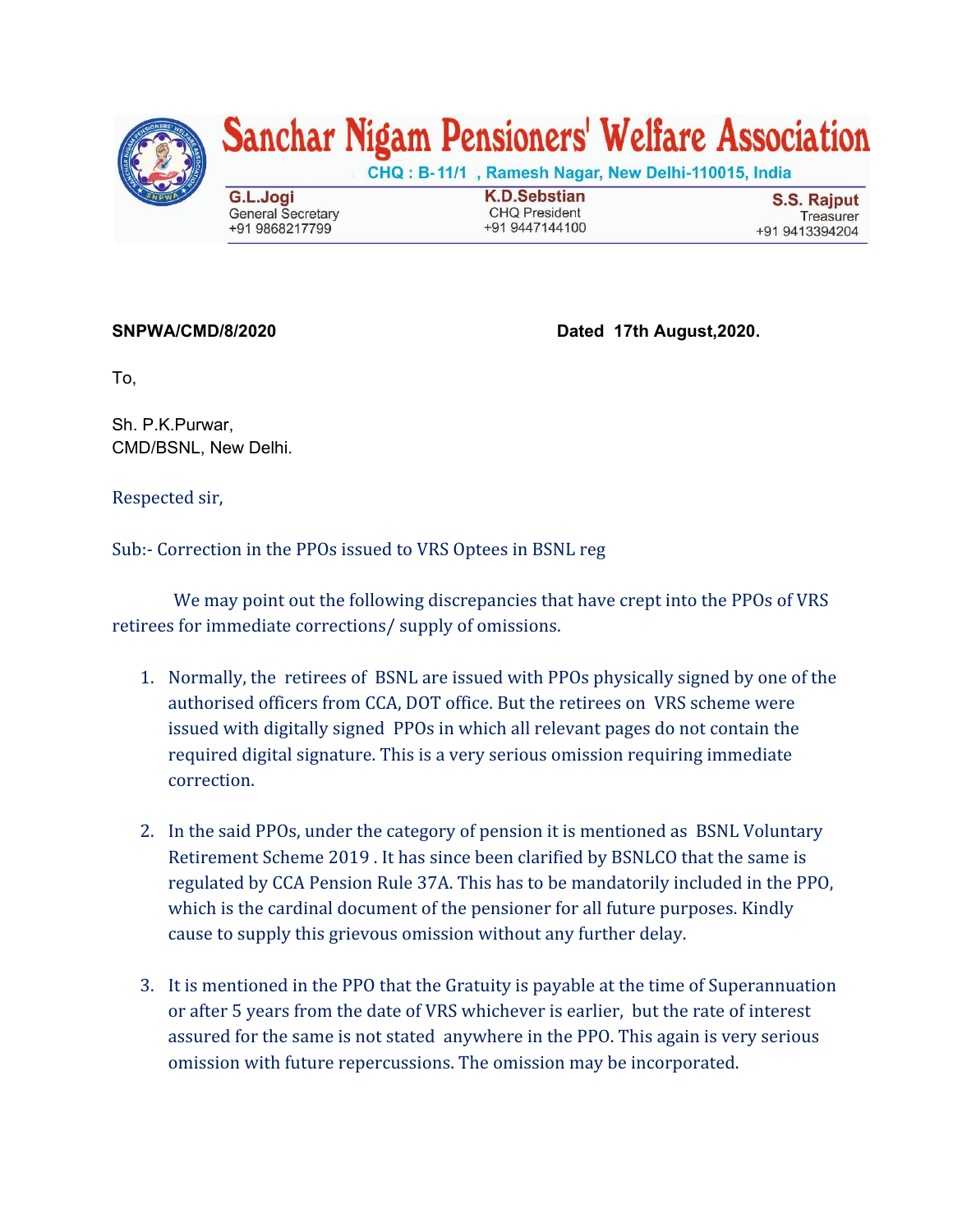# Sanchar Nigam Pensioners' Welfare Association

CHQ : B-11/1 , Ramesh Nagar, New Delhi-110015, India

| G.L.Jogi | K.D.Sebstian | S.S. Rajput |
|---|---|---|
| General Secretary | CHQ President | Treasurer |
| +91 9868217799 | +91 9447144100 | +91 9413394204 |

**SNPWA/CMD/8/2020** **Dated 17th August,2020.**

To,

Sh. P.K.Purwar,
CMD/BSNL, New Delhi.

Respected sir,

Sub:- Correction in the PPOs issued to VRS Optees in BSNL reg

We may point out the following discrepancies that have crept into the PPOs of VRS retirees for immediate corrections/ supply of omissions.

1. Normally, the retirees of BSNL are issued with PPOs physically signed by one of the authorised officers from CCA, DOT office. But the retirees on VRS scheme were issued with digitally signed PPOs in which all relevant pages do not contain the required digital signature. This is a very serious omission requiring immediate correction.

2. In the said PPOs, under the category of pension it is mentioned as BSNL Voluntary Retirement Scheme 2019 . It has since been clarified by BSNLCO that the same is regulated by CCA Pension Rule 37A. This has to be mandatorily included in the PPO, which is the cardinal document of the pensioner for all future purposes. Kindly cause to supply this grievous omission without any further delay.

3. It is mentioned in the PPO that the Gratuity is payable at the time of Superannuation or after 5 years from the date of VRS whichever is earlier, but the rate of interest assured for the same is not stated anywhere in the PPO. This again is very serious omission with future repercussions. The omission may be incorporated.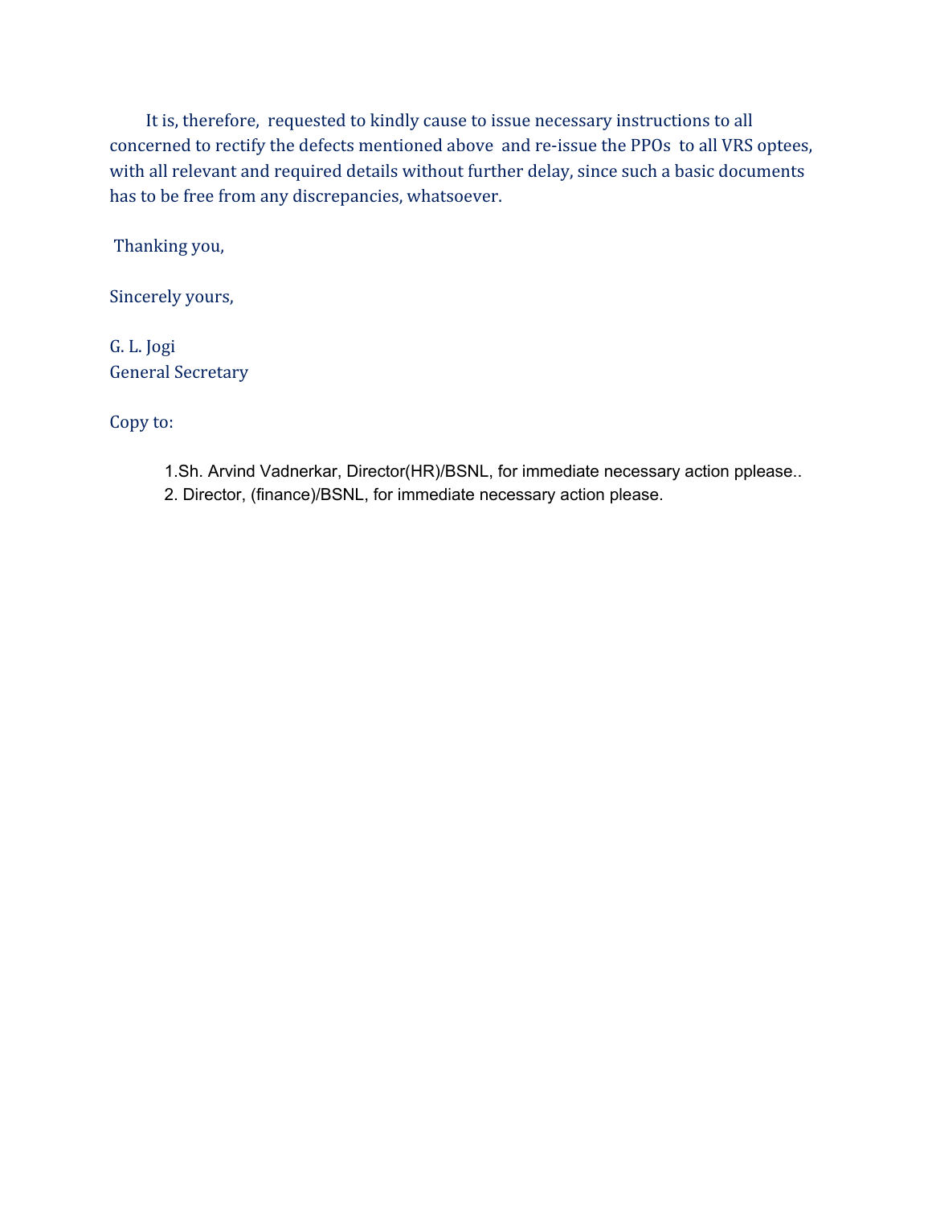It is, therefore, requested to kindly cause to issue necessary instructions to all concerned to rectify the defects mentioned above and re-issue the PPOs to all VRS optees, with all relevant and required details without further delay, since such a basic documents has to be free from any discrepancies, whatsoever.

Thanking you,

Sincerely yours,

G. L. Jogi
General Secretary

Copy to:

1. Sh. Arvind Vadnerkar, Director(HR)/BSNL, for immediate necessary action pplease..
2. Director, (finance)/BSNL, for immediate necessary action please.